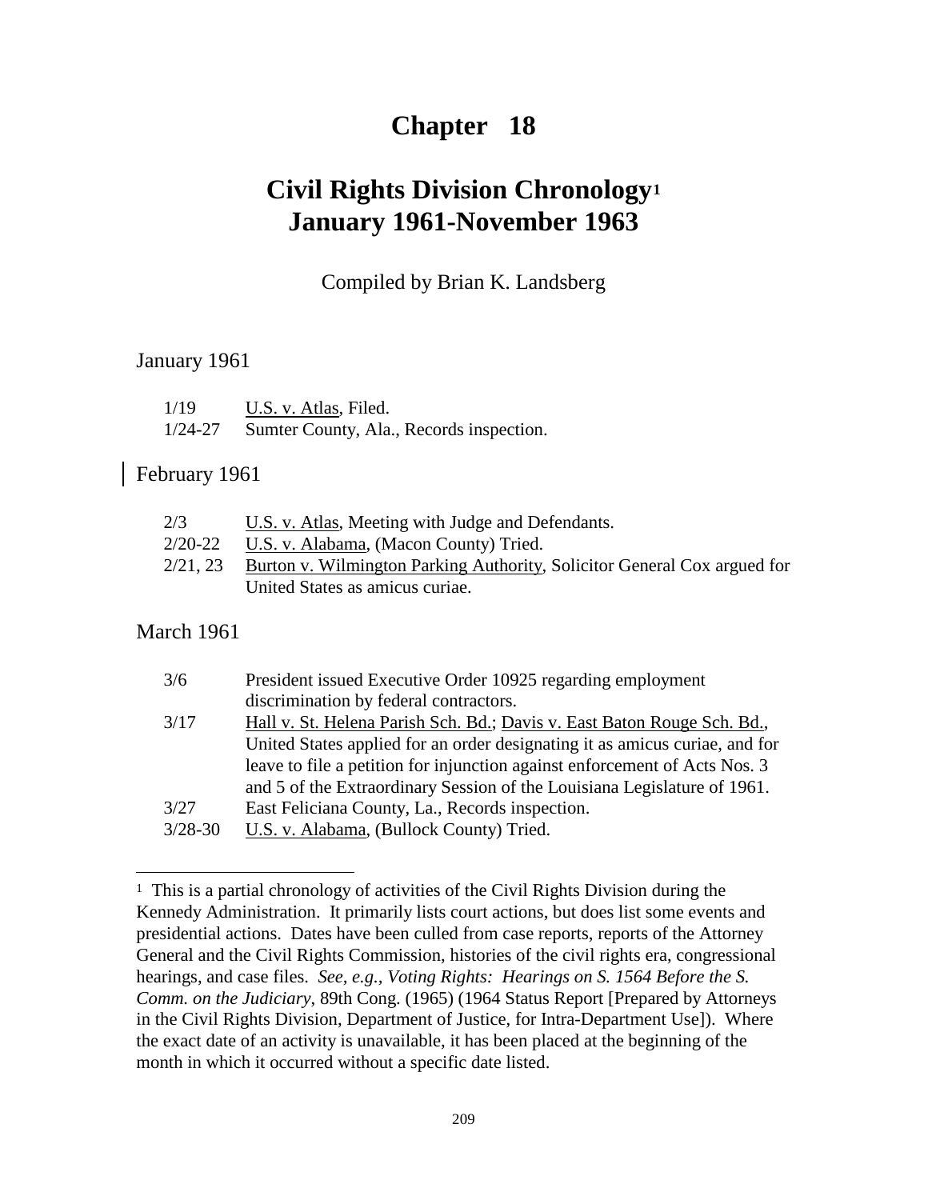# Chapter 18

## Civil Rights Division Chronology[1]
## January 1961-November 1963

Compiled by Brian K. Landsberg

### January 1961

| | |
|---|---|
| 1/19 | U.S. v. Atlas, Filed. |
| 1/24-27 | Sumter County, Ala., Records inspection. |

### February 1961

| | |
|---|---|
| 2/3 | U.S. v. Atlas, Meeting with Judge and Defendants. |
| 2/20-22 | U.S. v. Alabama, (Macon County) Tried. |
| 2/21, 23 | Burton v. Wilmington Parking Authority, Solicitor General Cox argued for United States as amicus curiae. |

### March 1961

| | |
|---|---|
| 3/6 | President issued Executive Order 10925 regarding employment discrimination by federal contractors. |
| 3/17 | Hall v. St. Helena Parish Sch. Bd.; Davis v. East Baton Rouge Sch. Bd., United States applied for an order designating it as amicus curiae, and for leave to file a petition for injunction against enforcement of Acts Nos. 3 and 5 of the Extraordinary Session of the Louisiana Legislature of 1961. |
| 3/27 | East Feliciana County, La., Records inspection. |
| 3/28-30 | U.S. v. Alabama, (Bullock County) Tried. |

---

[1] This is a partial chronology of activities of the Civil Rights Division during the Kennedy Administration. It primarily lists court actions, but does list some events and presidential actions. Dates have been culled from case reports, reports of the Attorney General and the Civil Rights Commission, histories of the civil rights era, congressional hearings, and case files. *See, e.g., Voting Rights: Hearings on S. 1564 Before the S. Comm. on the Judiciary*, 89th Cong. (1965) (1964 Status Report [Prepared by Attorneys in the Civil Rights Division, Department of Justice, for Intra-Department Use]). Where the exact date of an activity is unavailable, it has been placed at the beginning of the month in which it occurred without a specific date listed.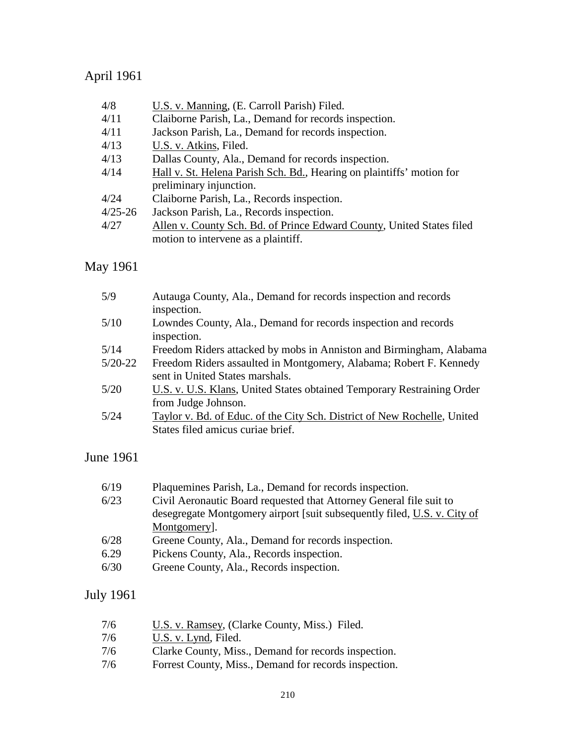## April 1961

| | |
|---|---|
| 4/8 | U.S. v. Manning, (E. Carroll Parish) Filed. |
| 4/11 | Claiborne Parish, La., Demand for records inspection. |
| 4/11 | Jackson Parish, La., Demand for records inspection. |
| 4/13 | U.S. v. Atkins, Filed. |
| 4/13 | Dallas County, Ala., Demand for records inspection. |
| 4/14 | Hall v. St. Helena Parish Sch. Bd., Hearing on plaintiffs' motion for preliminary injunction. |
| 4/24 | Claiborne Parish, La., Records inspection. |
| 4/25-26 | Jackson Parish, La., Records inspection. |
| 4/27 | Allen v. County Sch. Bd. of Prince Edward County, United States filed motion to intervene as a plaintiff. |

## May 1961

| | |
|---|---|
| 5/9 | Autauga County, Ala., Demand for records inspection and records inspection. |
| 5/10 | Lowndes County, Ala., Demand for records inspection and records inspection. |
| 5/14 | Freedom Riders attacked by mobs in Anniston and Birmingham, Alabama |
| 5/20-22 | Freedom Riders assaulted in Montgomery, Alabama; Robert F. Kennedy sent in United States marshals. |
| 5/20 | U.S. v. U.S. Klans, United States obtained Temporary Restraining Order from Judge Johnson. |
| 5/24 | Taylor v. Bd. of Educ. of the City Sch. District of New Rochelle, United States filed amicus curiae brief. |

## June 1961

| | |
|---|---|
| 6/19 | Plaquemines Parish, La., Demand for records inspection. |
| 6/23 | Civil Aeronautic Board requested that Attorney General file suit to desegregate Montgomery airport [suit subsequently filed, U.S. v. City of Montgomery]. |
| 6/28 | Greene County, Ala., Demand for records inspection. |
| 6.29 | Pickens County, Ala., Records inspection. |
| 6/30 | Greene County, Ala., Records inspection. |

## July 1961

| | |
|---|---|
| 7/6 | U.S. v. Ramsey, (Clarke County, Miss.) Filed. |
| 7/6 | U.S. v. Lynd, Filed. |
| 7/6 | Clarke County, Miss., Demand for records inspection. |
| 7/6 | Forrest County, Miss., Demand for records inspection. |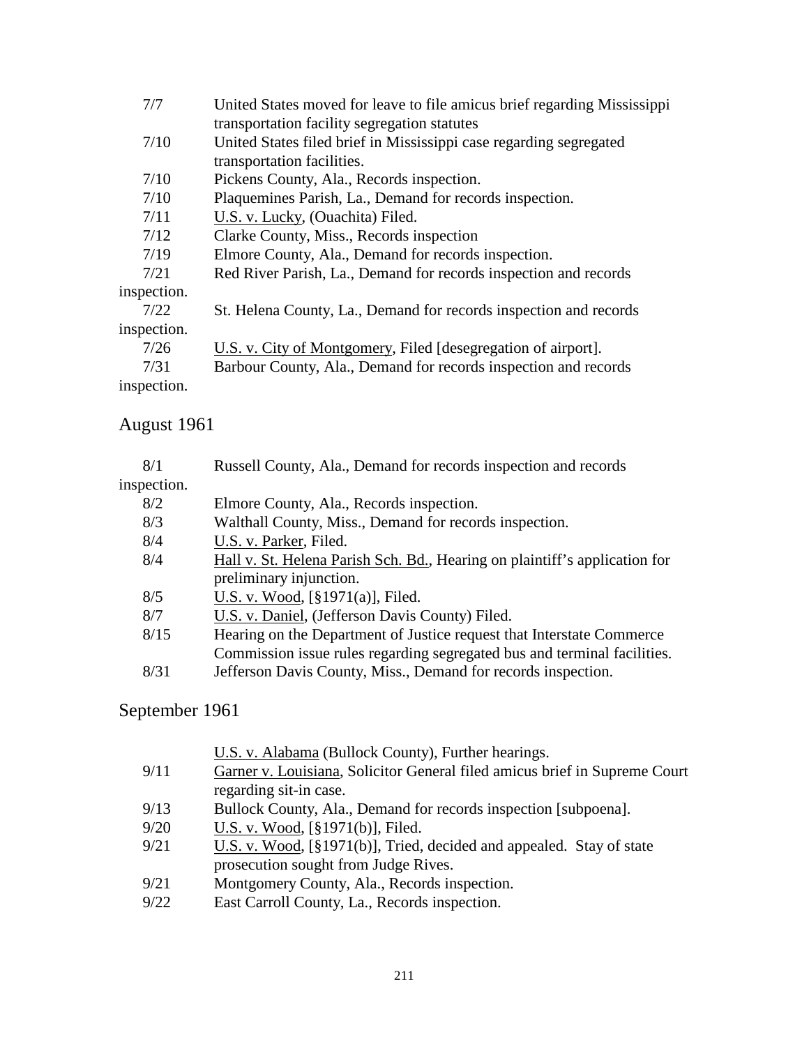| | |
|---|---|
| 7/7 | United States moved for leave to file amicus brief regarding Mississippi transportation facility segregation statutes |
| 7/10 | United States filed brief in Mississippi case regarding segregated transportation facilities. |
| 7/10 | Pickens County, Ala., Records inspection. |
| 7/10 | Plaquemines Parish, La., Demand for records inspection. |
| 7/11 | U.S. v. Lucky, (Ouachita) Filed. |
| 7/12 | Clarke County, Miss., Records inspection |
| 7/19 | Elmore County, Ala., Demand for records inspection. |
| 7/21 | Red River Parish, La., Demand for records inspection and records inspection. |
| 7/22 | St. Helena County, La., Demand for records inspection and records inspection. |
| 7/26 | U.S. v. City of Montgomery, Filed [desegregation of airport]. |
| 7/31 | Barbour County, Ala., Demand for records inspection and records inspection. |

## August 1961

| | |
|---|---|
| 8/1 | Russell County, Ala., Demand for records inspection and records inspection. |
| 8/2 | Elmore County, Ala., Records inspection. |
| 8/3 | Walthall County, Miss., Demand for records inspection. |
| 8/4 | U.S. v. Parker, Filed. |
| 8/4 | Hall v. St. Helena Parish Sch. Bd., Hearing on plaintiff's application for preliminary injunction. |
| 8/5 | U.S. v. Wood, [§1971(a)], Filed. |
| 8/7 | U.S. v. Daniel, (Jefferson Davis County) Filed. |
| 8/15 | Hearing on the Department of Justice request that Interstate Commerce Commission issue rules regarding segregated bus and terminal facilities. |
| 8/31 | Jefferson Davis County, Miss., Demand for records inspection. |

## September 1961

| | |
|---|---|
| | U.S. v. Alabama (Bullock County), Further hearings. |
| 9/11 | Garner v. Louisiana, Solicitor General filed amicus brief in Supreme Court regarding sit-in case. |
| 9/13 | Bullock County, Ala., Demand for records inspection [subpoena]. |
| 9/20 | U.S. v. Wood, [§1971(b)], Filed. |
| 9/21 | U.S. v. Wood, [§1971(b)], Tried, decided and appealed. Stay of state prosecution sought from Judge Rives. |
| 9/21 | Montgomery County, Ala., Records inspection. |
| 9/22 | East Carroll County, La., Records inspection. |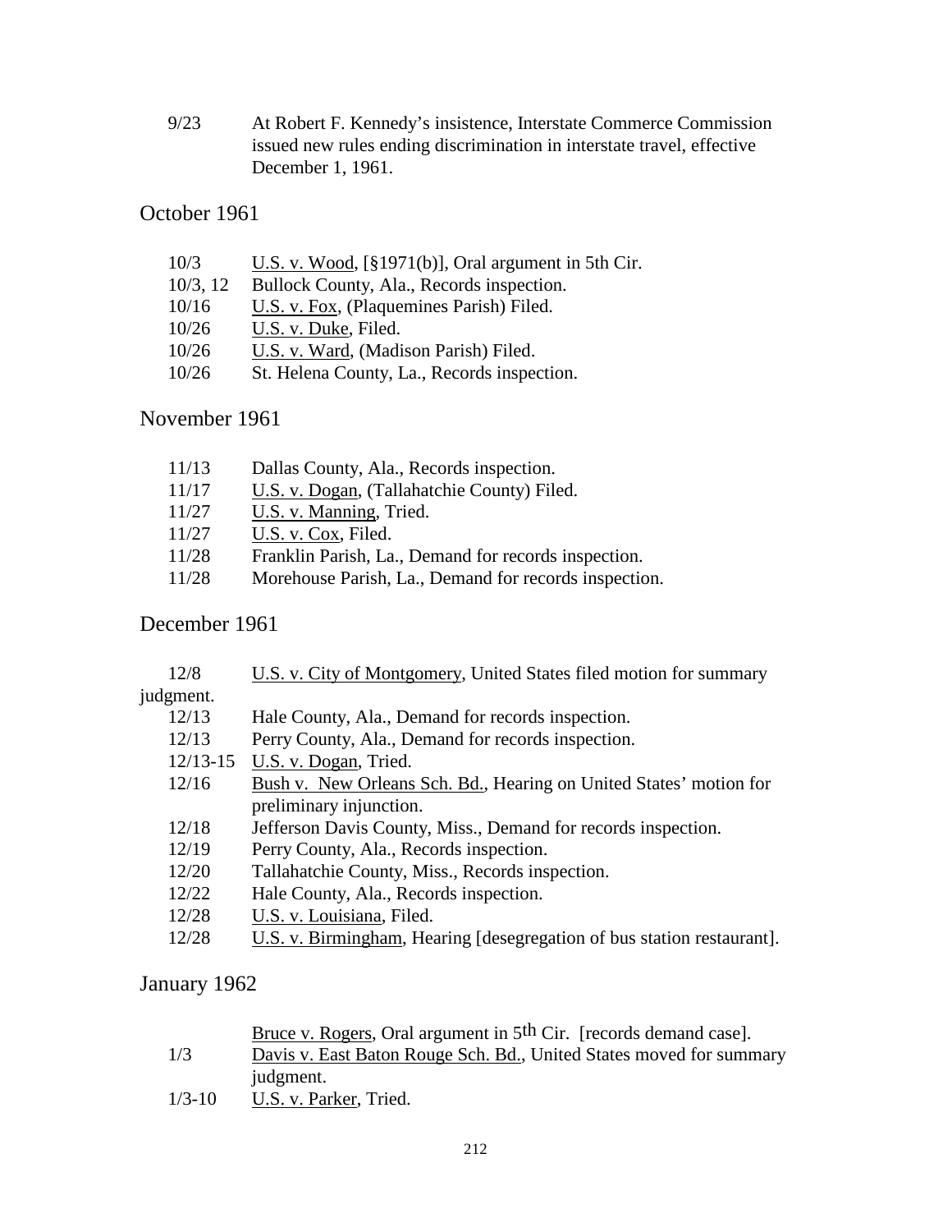9/23 At Robert F. Kennedy's insistence, Interstate Commerce Commission issued new rules ending discrimination in interstate travel, effective December 1, 1961.

## October 1961

10/3 U.S. v. Wood, [§1971(b)], Oral argument in 5th Cir.
10/3, 12 Bullock County, Ala., Records inspection.
10/16 U.S. v. Fox, (Plaquemines Parish) Filed.
10/26 U.S. v. Duke, Filed.
10/26 U.S. v. Ward, (Madison Parish) Filed.
10/26 St. Helena County, La., Records inspection.

## November 1961

11/13 Dallas County, Ala., Records inspection.
11/17 U.S. v. Dogan, (Tallahatchie County) Filed.
11/27 U.S. v. Manning, Tried.
11/27 U.S. v. Cox, Filed.
11/28 Franklin Parish, La., Demand for records inspection.
11/28 Morehouse Parish, La., Demand for records inspection.

## December 1961

12/8 U.S. v. City of Montgomery, United States filed motion for summary judgment.
12/13 Hale County, Ala., Demand for records inspection.
12/13 Perry County, Ala., Demand for records inspection.
12/13-15 U.S. v. Dogan, Tried.
12/16 Bush v. New Orleans Sch. Bd., Hearing on United States' motion for preliminary injunction.
12/18 Jefferson Davis County, Miss., Demand for records inspection.
12/19 Perry County, Ala., Records inspection.
12/20 Tallahatchie County, Miss., Records inspection.
12/22 Hale County, Ala., Records inspection.
12/28 U.S. v. Louisiana, Filed.
12/28 U.S. v. Birmingham, Hearing [desegregation of bus station restaurant].

## January 1962

Bruce v. Rogers, Oral argument in 5th Cir. [records demand case].
1/3 Davis v. East Baton Rouge Sch. Bd., United States moved for summary judgment.
1/3-10 U.S. v. Parker, Tried.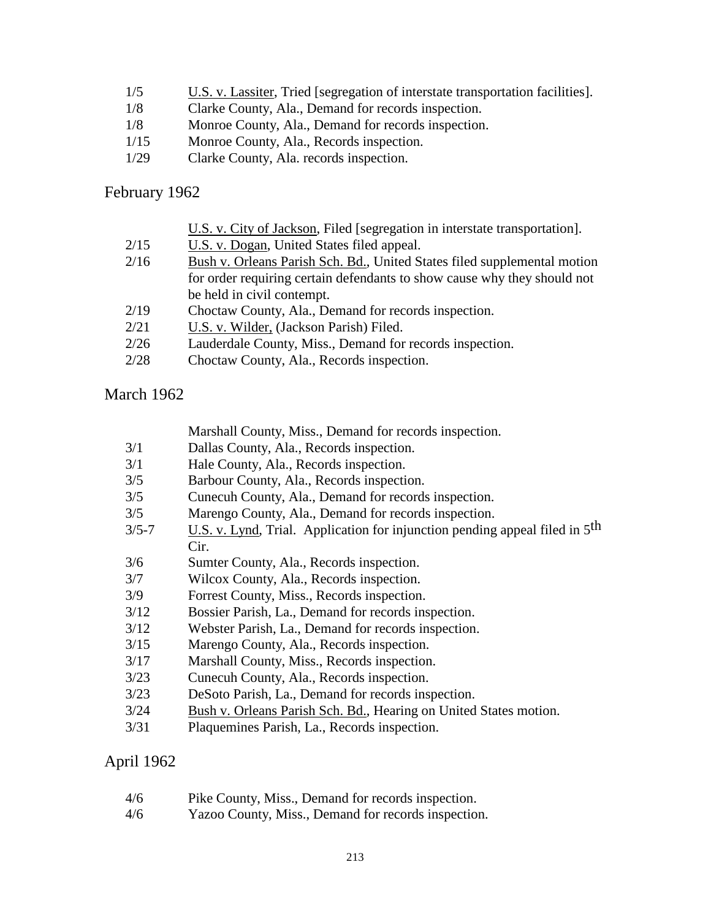| | |
|---|---|
| 1/5 | U.S. v. Lassiter, Tried [segregation of interstate transportation facilities]. |
| 1/8 | Clarke County, Ala., Demand for records inspection. |
| 1/8 | Monroe County, Ala., Demand for records inspection. |
| 1/15 | Monroe County, Ala., Records inspection. |
| 1/29 | Clarke County, Ala. records inspection. |

## February 1962

| | |
|---|---|
| | U.S. v. City of Jackson, Filed [segregation in interstate transportation]. |
| 2/15 | U.S. v. Dogan, United States filed appeal. |
| 2/16 | Bush v. Orleans Parish Sch. Bd., United States filed supplemental motion for order requiring certain defendants to show cause why they should not be held in civil contempt. |
| 2/19 | Choctaw County, Ala., Demand for records inspection. |
| 2/21 | U.S. v. Wilder, (Jackson Parish) Filed. |
| 2/26 | Lauderdale County, Miss., Demand for records inspection. |
| 2/28 | Choctaw County, Ala., Records inspection. |

## March 1962

| | |
|---|---|
| | Marshall County, Miss., Demand for records inspection. |
| 3/1 | Dallas County, Ala., Records inspection. |
| 3/1 | Hale County, Ala., Records inspection. |
| 3/5 | Barbour County, Ala., Records inspection. |
| 3/5 | Cunecuh County, Ala., Demand for records inspection. |
| 3/5 | Marengo County, Ala., Demand for records inspection. |
| 3/5-7 | U.S. v. Lynd, Trial. Application for injunction pending appeal filed in 5th Cir. |
| 3/6 | Sumter County, Ala., Records inspection. |
| 3/7 | Wilcox County, Ala., Records inspection. |
| 3/9 | Forrest County, Miss., Records inspection. |
| 3/12 | Bossier Parish, La., Demand for records inspection. |
| 3/12 | Webster Parish, La., Demand for records inspection. |
| 3/15 | Marengo County, Ala., Records inspection. |
| 3/17 | Marshall County, Miss., Records inspection. |
| 3/23 | Cunecuh County, Ala., Records inspection. |
| 3/23 | DeSoto Parish, La., Demand for records inspection. |
| 3/24 | Bush v. Orleans Parish Sch. Bd., Hearing on United States motion. |
| 3/31 | Plaquemines Parish, La., Records inspection. |

## April 1962

| | |
|---|---|
| 4/6 | Pike County, Miss., Demand for records inspection. |
| 4/6 | Yazoo County, Miss., Demand for records inspection. |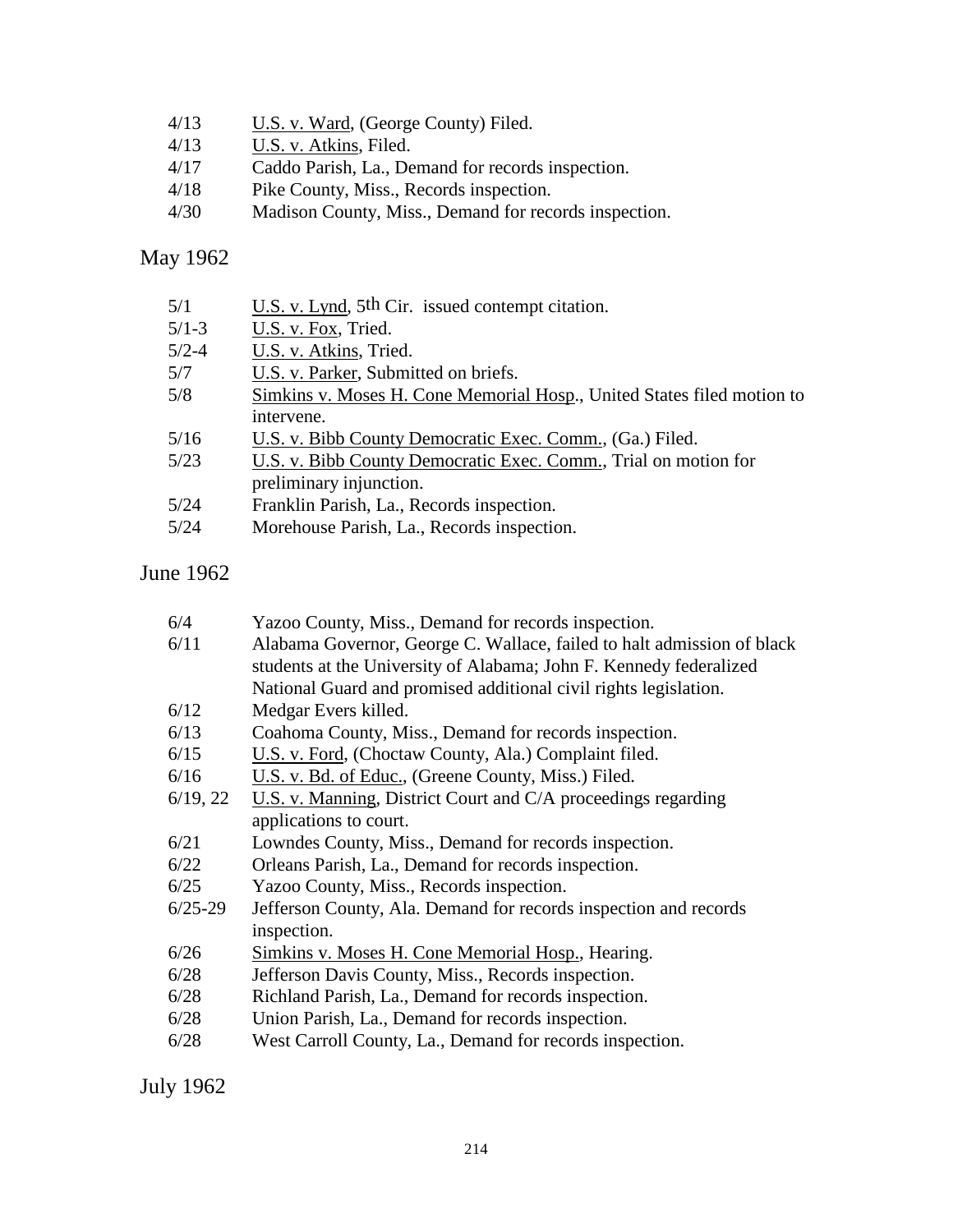| | |
|---|---|
| 4/13 | U.S. v. Ward, (George County) Filed. |
| 4/13 | U.S. v. Atkins, Filed. |
| 4/17 | Caddo Parish, La., Demand for records inspection. |
| 4/18 | Pike County, Miss., Records inspection. |
| 4/30 | Madison County, Miss., Demand for records inspection. |

## May 1962

| | |
|---|---|
| 5/1 | U.S. v. Lynd, 5th Cir. issued contempt citation. |
| 5/1-3 | U.S. v. Fox, Tried. |
| 5/2-4 | U.S. v. Atkins, Tried. |
| 5/7 | U.S. v. Parker, Submitted on briefs. |
| 5/8 | Simkins v. Moses H. Cone Memorial Hosp., United States filed motion to intervene. |
| 5/16 | U.S. v. Bibb County Democratic Exec. Comm., (Ga.) Filed. |
| 5/23 | U.S. v. Bibb County Democratic Exec. Comm., Trial on motion for preliminary injunction. |
| 5/24 | Franklin Parish, La., Records inspection. |
| 5/24 | Morehouse Parish, La., Records inspection. |

## June 1962

| | |
|---|---|
| 6/4 | Yazoo County, Miss., Demand for records inspection. |
| 6/11 | Alabama Governor, George C. Wallace, failed to halt admission of black students at the University of Alabama; John F. Kennedy federalized National Guard and promised additional civil rights legislation. |
| 6/12 | Medgar Evers killed. |
| 6/13 | Coahoma County, Miss., Demand for records inspection. |
| 6/15 | U.S. v. Ford, (Choctaw County, Ala.) Complaint filed. |
| 6/16 | U.S. v. Bd. of Educ., (Greene County, Miss.) Filed. |
| 6/19, 22 | U.S. v. Manning, District Court and C/A proceedings regarding applications to court. |
| 6/21 | Lowndes County, Miss., Demand for records inspection. |
| 6/22 | Orleans Parish, La., Demand for records inspection. |
| 6/25 | Yazoo County, Miss., Records inspection. |
| 6/25-29 | Jefferson County, Ala. Demand for records inspection and records inspection. |
| 6/26 | Simkins v. Moses H. Cone Memorial Hosp., Hearing. |
| 6/28 | Jefferson Davis County, Miss., Records inspection. |
| 6/28 | Richland Parish, La., Demand for records inspection. |
| 6/28 | Union Parish, La., Demand for records inspection. |
| 6/28 | West Carroll County, La., Demand for records inspection. |

## July 1962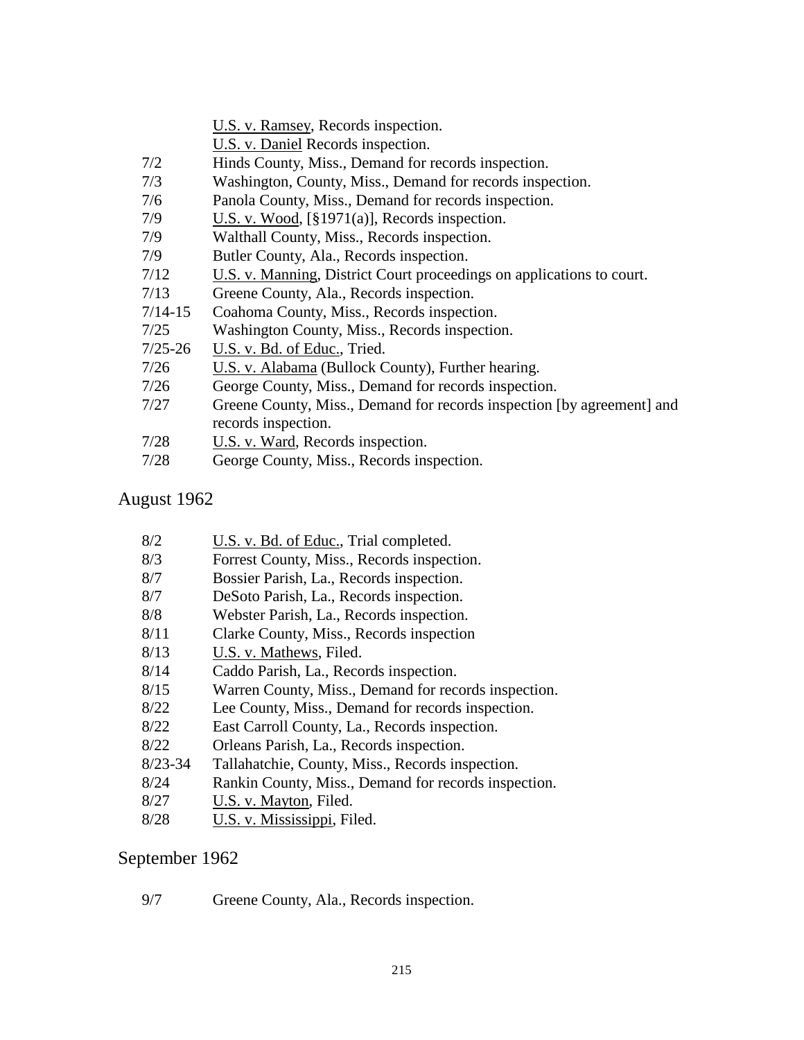U.S. v. Ramsey, Records inspection.
U.S. v. Daniel Records inspection.

| | |
|---|---|
| 7/2 | Hinds County, Miss., Demand for records inspection. |
| 7/3 | Washington, County, Miss., Demand for records inspection. |
| 7/6 | Panola County, Miss., Demand for records inspection. |
| 7/9 | U.S. v. Wood, [§1971(a)], Records inspection. |
| 7/9 | Walthall County, Miss., Records inspection. |
| 7/9 | Butler County, Ala., Records inspection. |
| 7/12 | U.S. v. Manning, District Court proceedings on applications to court. |
| 7/13 | Greene County, Ala., Records inspection. |
| 7/14-15 | Coahoma County, Miss., Records inspection. |
| 7/25 | Washington County, Miss., Records inspection. |
| 7/25-26 | U.S. v. Bd. of Educ., Tried. |
| 7/26 | U.S. v. Alabama (Bullock County), Further hearing. |
| 7/26 | George County, Miss., Demand for records inspection. |
| 7/27 | Greene County, Miss., Demand for records inspection [by agreement] and records inspection. |
| 7/28 | U.S. v. Ward, Records inspection. |
| 7/28 | George County, Miss., Records inspection. |

## August 1962

| | |
|---|---|
| 8/2 | U.S. v. Bd. of Educ., Trial completed. |
| 8/3 | Forrest County, Miss., Records inspection. |
| 8/7 | Bossier Parish, La., Records inspection. |
| 8/7 | DeSoto Parish, La., Records inspection. |
| 8/8 | Webster Parish, La., Records inspection. |
| 8/11 | Clarke County, Miss., Records inspection |
| 8/13 | U.S. v. Mathews, Filed. |
| 8/14 | Caddo Parish, La., Records inspection. |
| 8/15 | Warren County, Miss., Demand for records inspection. |
| 8/22 | Lee County, Miss., Demand for records inspection. |
| 8/22 | East Carroll County, La., Records inspection. |
| 8/22 | Orleans Parish, La., Records inspection. |
| 8/23-34 | Tallahatchie, County, Miss., Records inspection. |
| 8/24 | Rankin County, Miss., Demand for records inspection. |
| 8/27 | U.S. v. Mayton, Filed. |
| 8/28 | U.S. v. Mississippi, Filed. |

## September 1962

| | |
|---|---|
| 9/7 | Greene County, Ala., Records inspection. |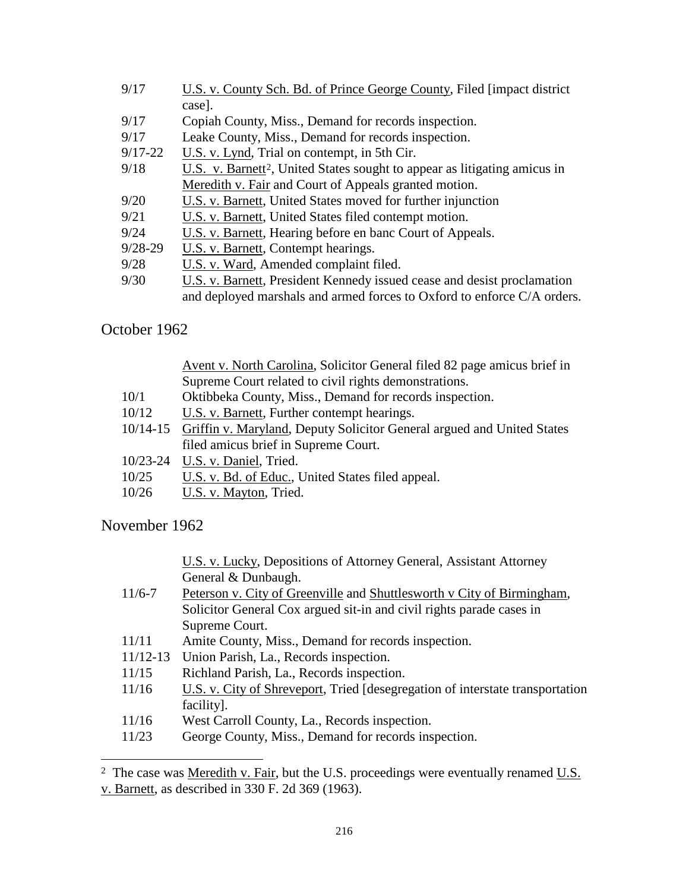| | |
|---|---|
| 9/17 | <u>U.S. v. County Sch. Bd. of Prince George County</u>, Filed [impact district case]. |
| 9/17 | Copiah County, Miss., Demand for records inspection. |
| 9/17 | Leake County, Miss., Demand for records inspection. |
| 9/17-22 | <u>U.S. v. Lynd</u>, Trial on contempt, in 5th Cir. |
| 9/18 | <u>U.S. v. Barnett</u>[2], United States sought to appear as litigating amicus in <u>Meredith v. Fair</u> and Court of Appeals granted motion. |
| 9/20 | <u>U.S. v. Barnett</u>, United States moved for further injunction |
| 9/21 | <u>U.S. v. Barnett</u>, United States filed contempt motion. |
| 9/24 | <u>U.S. v. Barnett</u>, Hearing before en banc Court of Appeals. |
| 9/28-29 | <u>U.S. v. Barnett</u>, Contempt hearings. |
| 9/28 | <u>U.S. v. Ward</u>, Amended complaint filed. |
| 9/30 | <u>U.S. v. Barnett</u>, President Kennedy issued cease and desist proclamation and deployed marshals and armed forces to Oxford to enforce C/A orders. |

## October 1962

| | |
|---|---|
| | <u>Avent v. North Carolina</u>, Solicitor General filed 82 page amicus brief in Supreme Court related to civil rights demonstrations. |
| 10/1 | Oktibbeka County, Miss., Demand for records inspection. |
| 10/12 | <u>U.S. v. Barnett</u>, Further contempt hearings. |
| 10/14-15 | <u>Griffin v. Maryland</u>, Deputy Solicitor General argued and United States filed amicus brief in Supreme Court. |
| 10/23-24 | <u>U.S. v. Daniel</u>, Tried. |
| 10/25 | <u>U.S. v. Bd. of Educ.</u>, United States filed appeal. |
| 10/26 | <u>U.S. v. Mayton</u>, Tried. |

## November 1962

| | |
|---|---|
| | <u>U.S. v. Lucky</u>, Depositions of Attorney General, Assistant Attorney General & Dunbaugh. |
| 11/6-7 | <u>Peterson v. City of Greenville</u> and <u>Shuttlesworth v City of Birmingham</u>, Solicitor General Cox argued sit-in and civil rights parade cases in Supreme Court. |
| 11/11 | Amite County, Miss., Demand for records inspection. |
| 11/12-13 | Union Parish, La., Records inspection. |
| 11/15 | Richland Parish, La., Records inspection. |
| 11/16 | <u>U.S. v. City of Shreveport</u>, Tried [desegregation of interstate transportation facility]. |
| 11/16 | West Carroll County, La., Records inspection. |
| 11/23 | George County, Miss., Demand for records inspection. |

[2] The case was <u>Meredith v. Fair</u>, but the U.S. proceedings were eventually renamed <u>U.S. v. Barnett</u>, as described in 330 F. 2d 369 (1963).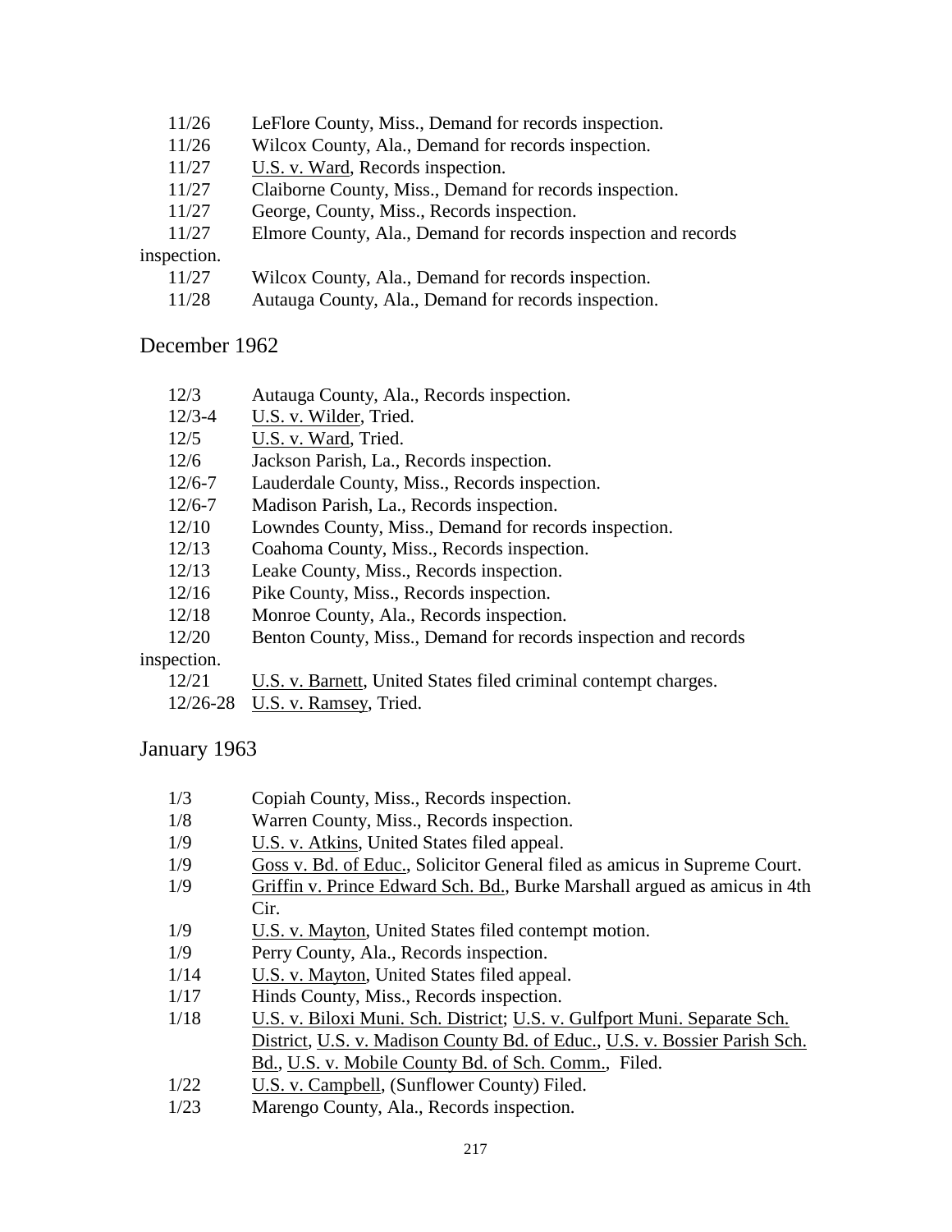| | |
|---|---|
| 11/26 | LeFlore County, Miss., Demand for records inspection. |
| 11/26 | Wilcox County, Ala., Demand for records inspection. |
| 11/27 | U.S. v. Ward, Records inspection. |
| 11/27 | Claiborne County, Miss., Demand for records inspection. |
| 11/27 | George, County, Miss., Records inspection. |
| 11/27 | Elmore County, Ala., Demand for records inspection and records inspection. |
| 11/27 | Wilcox County, Ala., Demand for records inspection. |
| 11/28 | Autauga County, Ala., Demand for records inspection. |

## December 1962

| | |
|---|---|
| 12/3 | Autauga County, Ala., Records inspection. |
| 12/3-4 | U.S. v. Wilder, Tried. |
| 12/5 | U.S. v. Ward, Tried. |
| 12/6 | Jackson Parish, La., Records inspection. |
| 12/6-7 | Lauderdale County, Miss., Records inspection. |
| 12/6-7 | Madison Parish, La., Records inspection. |
| 12/10 | Lowndes County, Miss., Demand for records inspection. |
| 12/13 | Coahoma County, Miss., Records inspection. |
| 12/13 | Leake County, Miss., Records inspection. |
| 12/16 | Pike County, Miss., Records inspection. |
| 12/18 | Monroe County, Ala., Records inspection. |
| 12/20 | Benton County, Miss., Demand for records inspection and records inspection. |
| 12/21 | U.S. v. Barnett, United States filed criminal contempt charges. |
| 12/26-28 | U.S. v. Ramsey, Tried. |

## January 1963

| | |
|---|---|
| 1/3 | Copiah County, Miss., Records inspection. |
| 1/8 | Warren County, Miss., Records inspection. |
| 1/9 | U.S. v. Atkins, United States filed appeal. |
| 1/9 | Goss v. Bd. of Educ., Solicitor General filed as amicus in Supreme Court. |
| 1/9 | Griffin v. Prince Edward Sch. Bd., Burke Marshall argued as amicus in 4th Cir. |
| 1/9 | U.S. v. Mayton, United States filed contempt motion. |
| 1/9 | Perry County, Ala., Records inspection. |
| 1/14 | U.S. v. Mayton, United States filed appeal. |
| 1/17 | Hinds County, Miss., Records inspection. |
| 1/18 | U.S. v. Biloxi Muni. Sch. District; U.S. v. Gulfport Muni. Separate Sch. District, U.S. v. Madison County Bd. of Educ., U.S. v. Bossier Parish Sch. Bd., U.S. v. Mobile County Bd. of Sch. Comm., Filed. |
| 1/22 | U.S. v. Campbell, (Sunflower County) Filed. |
| 1/23 | Marengo County, Ala., Records inspection. |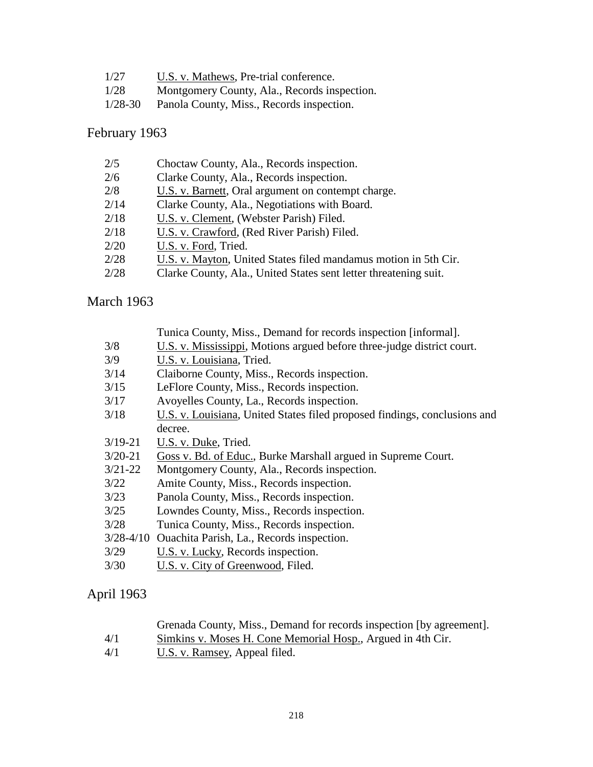| | |
|---|---|
| 1/27 | U.S. v. Mathews, Pre-trial conference. |
| 1/28 | Montgomery County, Ala., Records inspection. |
| 1/28-30 | Panola County, Miss., Records inspection. |

## February 1963

| | |
|---|---|
| 2/5 | Choctaw County, Ala., Records inspection. |
| 2/6 | Clarke County, Ala., Records inspection. |
| 2/8 | U.S. v. Barnett, Oral argument on contempt charge. |
| 2/14 | Clarke County, Ala., Negotiations with Board. |
| 2/18 | U.S. v. Clement, (Webster Parish) Filed. |
| 2/18 | U.S. v. Crawford, (Red River Parish) Filed. |
| 2/20 | U.S. v. Ford, Tried. |
| 2/28 | U.S. v. Mayton, United States filed mandamus motion in 5th Cir. |
| 2/28 | Clarke County, Ala., United States sent letter threatening suit. |

## March 1963

| | |
|---|---|
| | Tunica County, Miss., Demand for records inspection [informal]. |
| 3/8 | U.S. v. Mississippi, Motions argued before three-judge district court. |
| 3/9 | U.S. v. Louisiana, Tried. |
| 3/14 | Claiborne County, Miss., Records inspection. |
| 3/15 | LeFlore County, Miss., Records inspection. |
| 3/17 | Avoyelles County, La., Records inspection. |
| 3/18 | U.S. v. Louisiana, United States filed proposed findings, conclusions and decree. |
| 3/19-21 | U.S. v. Duke, Tried. |
| 3/20-21 | Goss v. Bd. of Educ., Burke Marshall argued in Supreme Court. |
| 3/21-22 | Montgomery County, Ala., Records inspection. |
| 3/22 | Amite County, Miss., Records inspection. |
| 3/23 | Panola County, Miss., Records inspection. |
| 3/25 | Lowndes County, Miss., Records inspection. |
| 3/28 | Tunica County, Miss., Records inspection. |
| 3/28-4/10 | Ouachita Parish, La., Records inspection. |
| 3/29 | U.S. v. Lucky, Records inspection. |
| 3/30 | U.S. v. City of Greenwood, Filed. |

## April 1963

| | |
|---|---|
| | Grenada County, Miss., Demand for records inspection [by agreement]. |
| 4/1 | Simkins v. Moses H. Cone Memorial Hosp., Argued in 4th Cir. |
| 4/1 | U.S. v. Ramsey, Appeal filed. |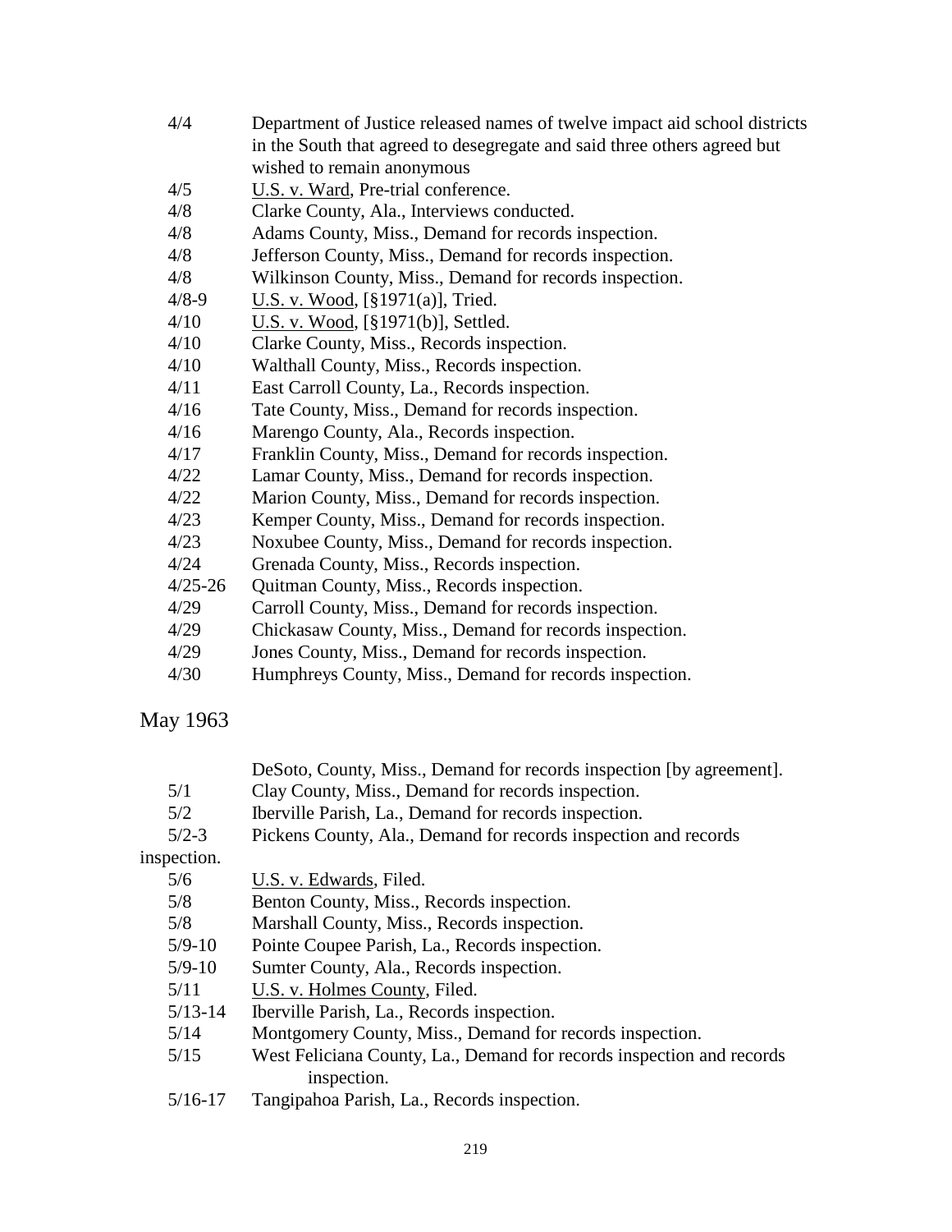4/4 Department of Justice released names of twelve impact aid school districts in the South that agreed to desegregate and said three others agreed but wished to remain anonymous
4/5 U.S. v. Ward, Pre-trial conference.
4/8 Clarke County, Ala., Interviews conducted.
4/8 Adams County, Miss., Demand for records inspection.
4/8 Jefferson County, Miss., Demand for records inspection.
4/8 Wilkinson County, Miss., Demand for records inspection.
4/8-9 U.S. v. Wood, [§1971(a)], Tried.
4/10 U.S. v. Wood, [§1971(b)], Settled.
4/10 Clarke County, Miss., Records inspection.
4/10 Walthall County, Miss., Records inspection.
4/11 East Carroll County, La., Records inspection.
4/16 Tate County, Miss., Demand for records inspection.
4/16 Marengo County, Ala., Records inspection.
4/17 Franklin County, Miss., Demand for records inspection.
4/22 Lamar County, Miss., Demand for records inspection.
4/22 Marion County, Miss., Demand for records inspection.
4/23 Kemper County, Miss., Demand for records inspection.
4/23 Noxubee County, Miss., Demand for records inspection.
4/24 Grenada County, Miss., Records inspection.
4/25-26 Quitman County, Miss., Records inspection.
4/29 Carroll County, Miss., Demand for records inspection.
4/29 Chickasaw County, Miss., Demand for records inspection.
4/29 Jones County, Miss., Demand for records inspection.
4/30 Humphreys County, Miss., Demand for records inspection.

## May 1963

DeSoto, County, Miss., Demand for records inspection [by agreement].
5/1 Clay County, Miss., Demand for records inspection.
5/2 Iberville Parish, La., Demand for records inspection.
5/2-3 Pickens County, Ala., Demand for records inspection and records inspection.
5/6 U.S. v. Edwards, Filed.
5/8 Benton County, Miss., Records inspection.
5/8 Marshall County, Miss., Records inspection.
5/9-10 Pointe Coupee Parish, La., Records inspection.
5/9-10 Sumter County, Ala., Records inspection.
5/11 U.S. v. Holmes County, Filed.
5/13-14 Iberville Parish, La., Records inspection.
5/14 Montgomery County, Miss., Demand for records inspection.
5/15 West Feliciana County, La., Demand for records inspection and records inspection.
5/16-17 Tangipahoa Parish, La., Records inspection.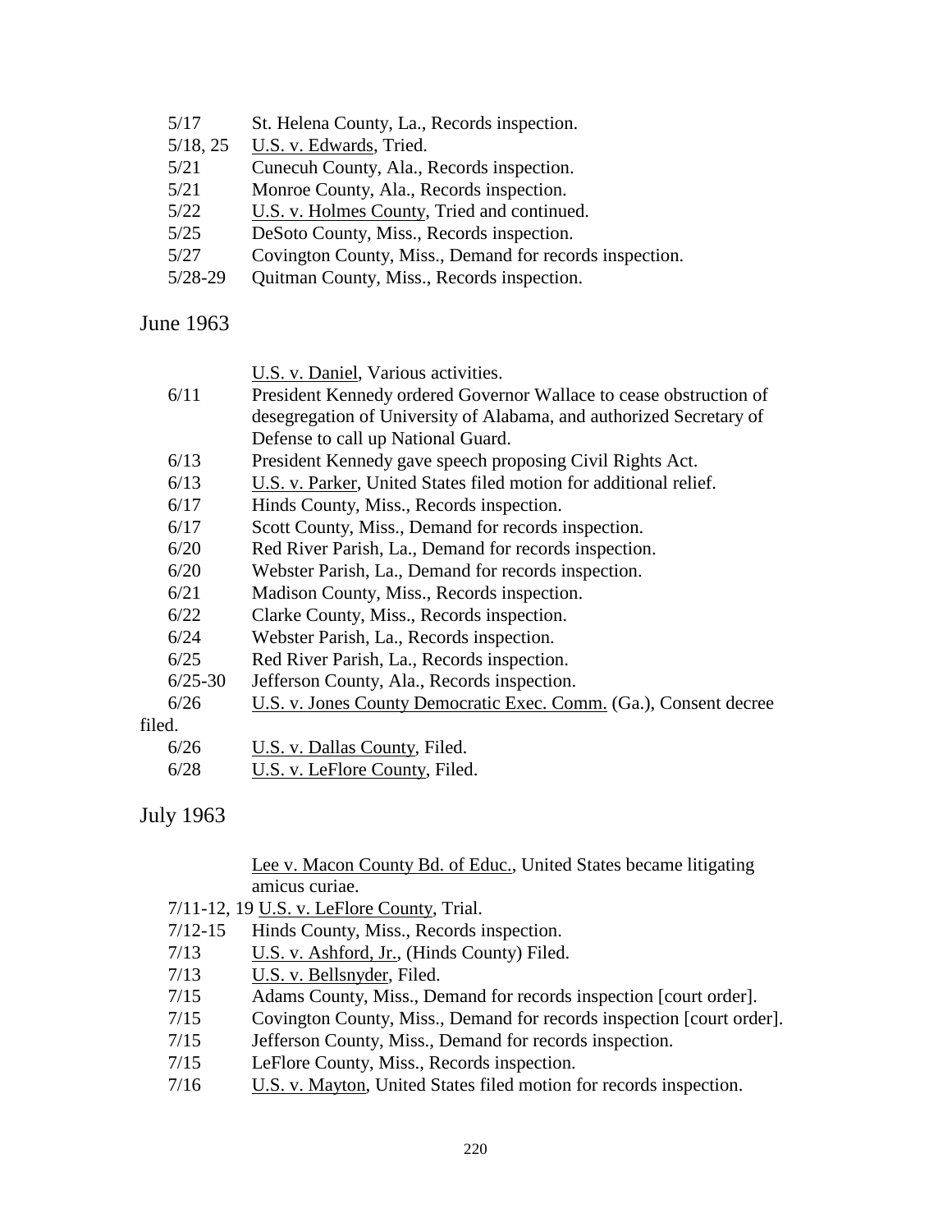5/17 St. Helena County, La., Records inspection.
5/18, 25 U.S. v. Edwards, Tried.
5/21 Cunecuh County, Ala., Records inspection.
5/21 Monroe County, Ala., Records inspection.
5/22 U.S. v. Holmes County, Tried and continued.
5/25 DeSoto County, Miss., Records inspection.
5/27 Covington County, Miss., Demand for records inspection.
5/28-29 Quitman County, Miss., Records inspection.

## June 1963

U.S. v. Daniel, Various activities.
6/11 President Kennedy ordered Governor Wallace to cease obstruction of desegregation of University of Alabama, and authorized Secretary of Defense to call up National Guard.
6/13 President Kennedy gave speech proposing Civil Rights Act.
6/13 U.S. v. Parker, United States filed motion for additional relief.
6/17 Hinds County, Miss., Records inspection.
6/17 Scott County, Miss., Demand for records inspection.
6/20 Red River Parish, La., Demand for records inspection.
6/20 Webster Parish, La., Demand for records inspection.
6/21 Madison County, Miss., Records inspection.
6/22 Clarke County, Miss., Records inspection.
6/24 Webster Parish, La., Records inspection.
6/25 Red River Parish, La., Records inspection.
6/25-30 Jefferson County, Ala., Records inspection.
6/26 U.S. v. Jones County Democratic Exec. Comm. (Ga.), Consent decree filed.
6/26 U.S. v. Dallas County, Filed.
6/28 U.S. v. LeFlore County, Filed.

## July 1963

Lee v. Macon County Bd. of Educ., United States became litigating amicus curiae.
7/11-12, 19 U.S. v. LeFlore County, Trial.
7/12-15 Hinds County, Miss., Records inspection.
7/13 U.S. v. Ashford, Jr., (Hinds County) Filed.
7/13 U.S. v. Bellsnyder, Filed.
7/15 Adams County, Miss., Demand for records inspection [court order].
7/15 Covington County, Miss., Demand for records inspection [court order].
7/15 Jefferson County, Miss., Demand for records inspection.
7/15 LeFlore County, Miss., Records inspection.
7/16 U.S. v. Mayton, United States filed motion for records inspection.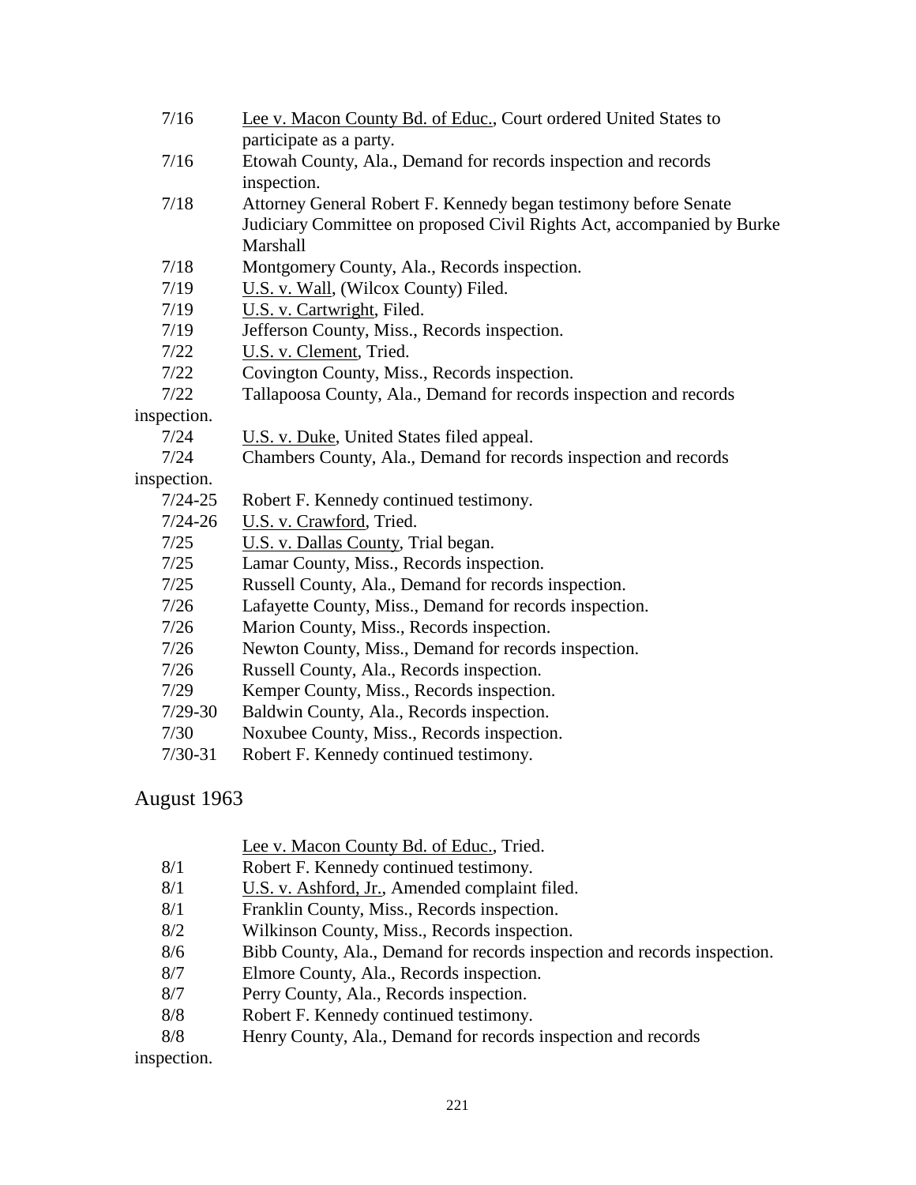7/16 Lee v. Macon County Bd. of Educ., Court ordered United States to participate as a party.

7/16 Etowah County, Ala., Demand for records inspection and records inspection.

7/18 Attorney General Robert F. Kennedy began testimony before Senate Judiciary Committee on proposed Civil Rights Act, accompanied by Burke Marshall

7/18 Montgomery County, Ala., Records inspection.

7/19 U.S. v. Wall, (Wilcox County) Filed.

7/19 U.S. v. Cartwright, Filed.

7/19 Jefferson County, Miss., Records inspection.

7/22 U.S. v. Clement, Tried.

7/22 Covington County, Miss., Records inspection.

7/22 Tallapoosa County, Ala., Demand for records inspection and records inspection.

7/24 U.S. v. Duke, United States filed appeal.

7/24 Chambers County, Ala., Demand for records inspection and records inspection.

7/24-25 Robert F. Kennedy continued testimony.

7/24-26 U.S. v. Crawford, Tried.

7/25 U.S. v. Dallas County, Trial began.

7/25 Lamar County, Miss., Records inspection.

7/25 Russell County, Ala., Demand for records inspection.

7/26 Lafayette County, Miss., Demand for records inspection.

7/26 Marion County, Miss., Records inspection.

7/26 Newton County, Miss., Demand for records inspection.

7/26 Russell County, Ala., Records inspection.

7/29 Kemper County, Miss., Records inspection.

7/29-30 Baldwin County, Ala., Records inspection.

7/30 Noxubee County, Miss., Records inspection.

7/30-31 Robert F. Kennedy continued testimony.

## August 1963

Lee v. Macon County Bd. of Educ., Tried.

8/1 Robert F. Kennedy continued testimony.

8/1 U.S. v. Ashford, Jr., Amended complaint filed.

8/1 Franklin County, Miss., Records inspection.

8/2 Wilkinson County, Miss., Records inspection.

8/6 Bibb County, Ala., Demand for records inspection and records inspection.

8/7 Elmore County, Ala., Records inspection.

8/7 Perry County, Ala., Records inspection.

8/8 Robert F. Kennedy continued testimony.

8/8 Henry County, Ala., Demand for records inspection and records inspection.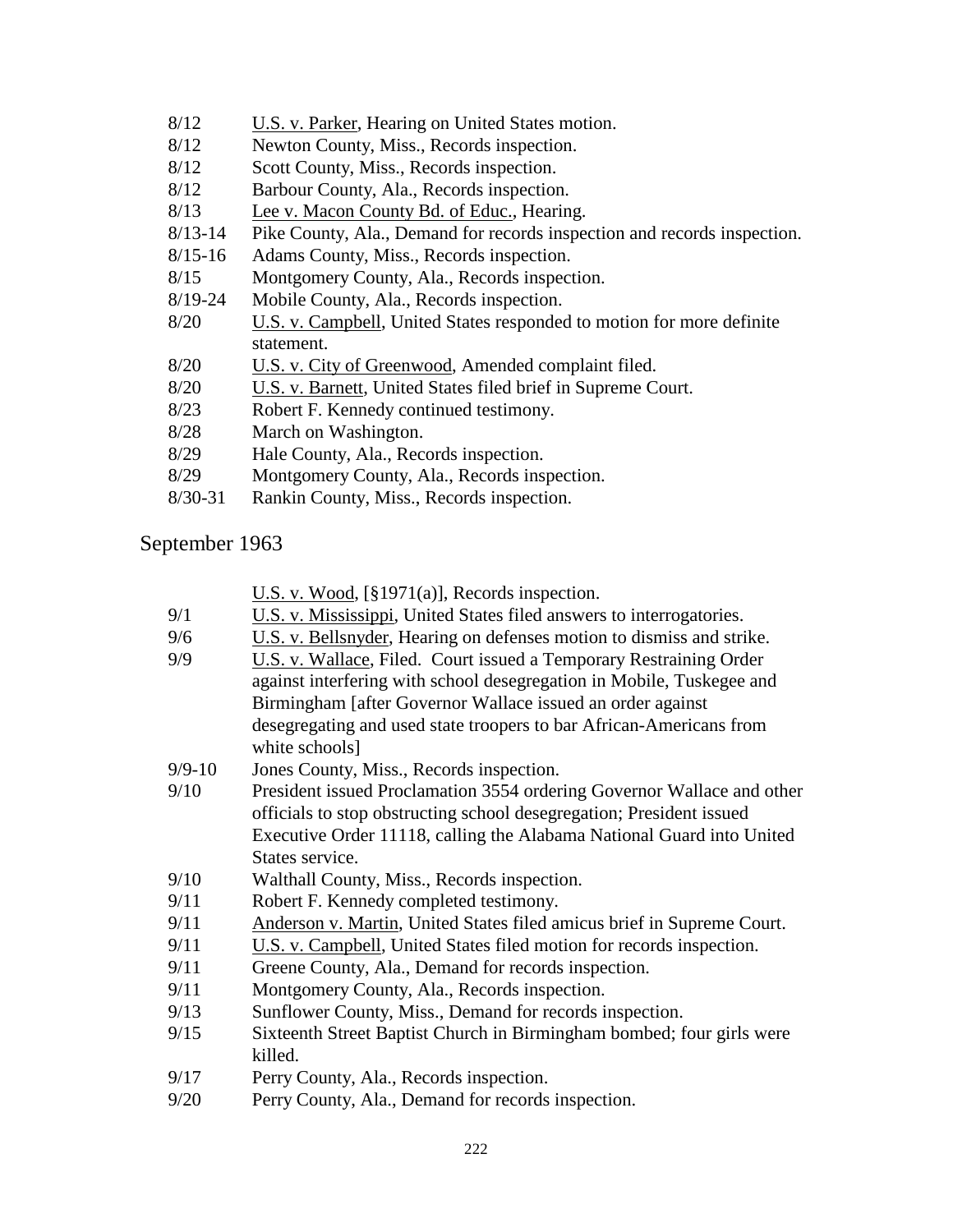8/12 U.S. v. Parker, Hearing on United States motion.
8/12 Newton County, Miss., Records inspection.
8/12 Scott County, Miss., Records inspection.
8/12 Barbour County, Ala., Records inspection.
8/13 Lee v. Macon County Bd. of Educ., Hearing.
8/13-14 Pike County, Ala., Demand for records inspection and records inspection.
8/15-16 Adams County, Miss., Records inspection.
8/15 Montgomery County, Ala., Records inspection.
8/19-24 Mobile County, Ala., Records inspection.
8/20 U.S. v. Campbell, United States responded to motion for more definite statement.
8/20 U.S. v. City of Greenwood, Amended complaint filed.
8/20 U.S. v. Barnett, United States filed brief in Supreme Court.
8/23 Robert F. Kennedy continued testimony.
8/28 March on Washington.
8/29 Hale County, Ala., Records inspection.
8/29 Montgomery County, Ala., Records inspection.
8/30-31 Rankin County, Miss., Records inspection.

## September 1963

U.S. v. Wood, [§1971(a)], Records inspection.
9/1 U.S. v. Mississippi, United States filed answers to interrogatories.
9/6 U.S. v. Bellsnyder, Hearing on defenses motion to dismiss and strike.
9/9 U.S. v. Wallace, Filed. Court issued a Temporary Restraining Order against interfering with school desegregation in Mobile, Tuskegee and Birmingham [after Governor Wallace issued an order against desegregating and used state troopers to bar African-Americans from white schools]
9/9-10 Jones County, Miss., Records inspection.
9/10 President issued Proclamation 3554 ordering Governor Wallace and other officials to stop obstructing school desegregation; President issued Executive Order 11118, calling the Alabama National Guard into United States service.
9/10 Walthall County, Miss., Records inspection.
9/11 Robert F. Kennedy completed testimony.
9/11 Anderson v. Martin, United States filed amicus brief in Supreme Court.
9/11 U.S. v. Campbell, United States filed motion for records inspection.
9/11 Greene County, Ala., Demand for records inspection.
9/11 Montgomery County, Ala., Records inspection.
9/13 Sunflower County, Miss., Demand for records inspection.
9/15 Sixteenth Street Baptist Church in Birmingham bombed; four girls were killed.
9/17 Perry County, Ala., Records inspection.
9/20 Perry County, Ala., Demand for records inspection.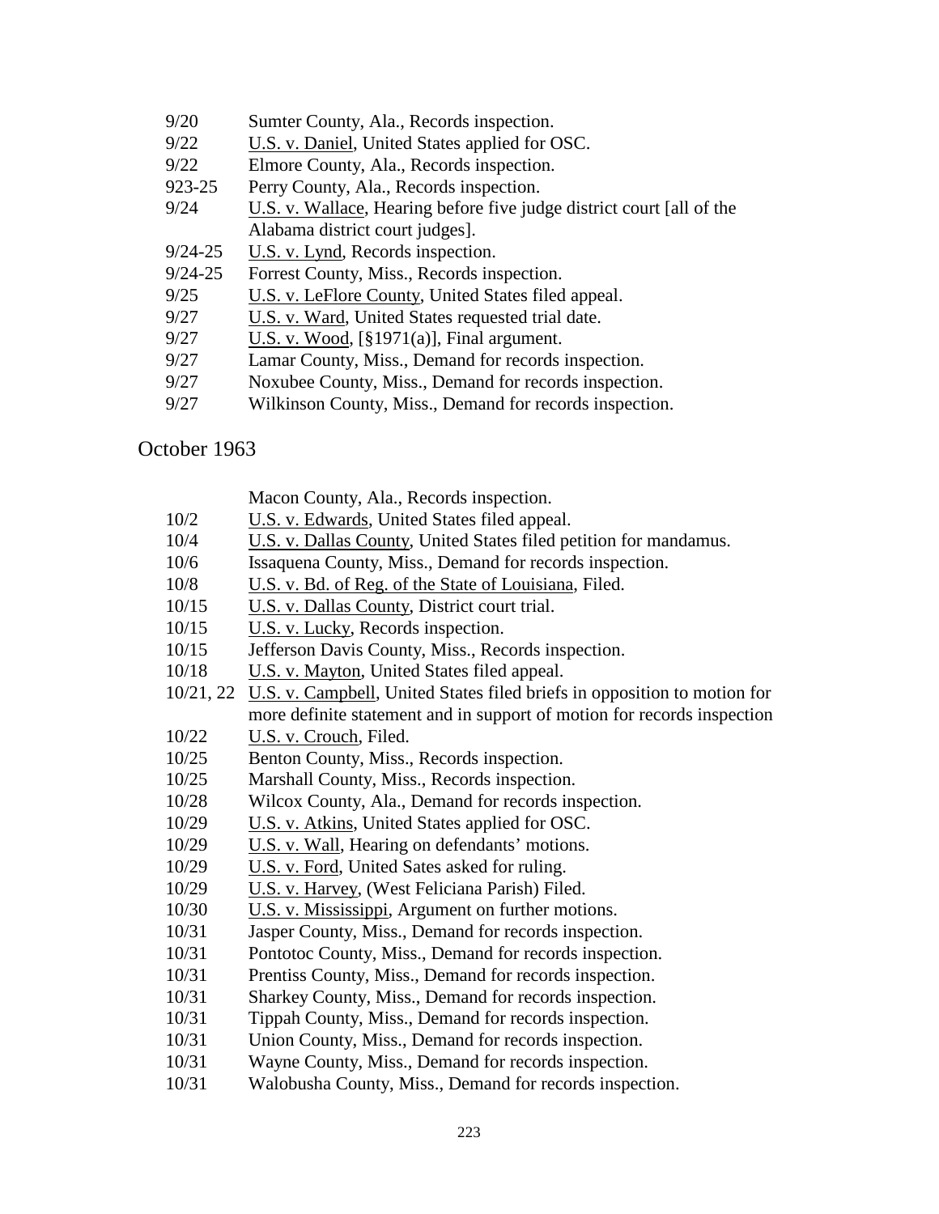| | |
|---|---|
| 9/20 | Sumter County, Ala., Records inspection. |
| 9/22 | U.S. v. Daniel, United States applied for OSC. |
| 9/22 | Elmore County, Ala., Records inspection. |
| 923-25 | Perry County, Ala., Records inspection. |
| 9/24 | U.S. v. Wallace, Hearing before five judge district court [all of the Alabama district court judges]. |
| 9/24-25 | U.S. v. Lynd, Records inspection. |
| 9/24-25 | Forrest County, Miss., Records inspection. |
| 9/25 | U.S. v. LeFlore County, United States filed appeal. |
| 9/27 | U.S. v. Ward, United States requested trial date. |
| 9/27 | U.S. v. Wood, [§1971(a)], Final argument. |
| 9/27 | Lamar County, Miss., Demand for records inspection. |
| 9/27 | Noxubee County, Miss., Demand for records inspection. |
| 9/27 | Wilkinson County, Miss., Demand for records inspection. |

## October 1963

| | |
|---|---|
| | Macon County, Ala., Records inspection. |
| 10/2 | U.S. v. Edwards, United States filed appeal. |
| 10/4 | U.S. v. Dallas County, United States filed petition for mandamus. |
| 10/6 | Issaquena County, Miss., Demand for records inspection. |
| 10/8 | U.S. v. Bd. of Reg. of the State of Louisiana, Filed. |
| 10/15 | U.S. v. Dallas County, District court trial. |
| 10/15 | U.S. v. Lucky, Records inspection. |
| 10/15 | Jefferson Davis County, Miss., Records inspection. |
| 10/18 | U.S. v. Mayton, United States filed appeal. |
| 10/21, 22 | U.S. v. Campbell, United States filed briefs in opposition to motion for more definite statement and in support of motion for records inspection |
| 10/22 | U.S. v. Crouch, Filed. |
| 10/25 | Benton County, Miss., Records inspection. |
| 10/25 | Marshall County, Miss., Records inspection. |
| 10/28 | Wilcox County, Ala., Demand for records inspection. |
| 10/29 | U.S. v. Atkins, United States applied for OSC. |
| 10/29 | U.S. v. Wall, Hearing on defendants' motions. |
| 10/29 | U.S. v. Ford, United Sates asked for ruling. |
| 10/29 | U.S. v. Harvey, (West Feliciana Parish) Filed. |
| 10/30 | U.S. v. Mississippi, Argument on further motions. |
| 10/31 | Jasper County, Miss., Demand for records inspection. |
| 10/31 | Pontotoc County, Miss., Demand for records inspection. |
| 10/31 | Prentiss County, Miss., Demand for records inspection. |
| 10/31 | Sharkey County, Miss., Demand for records inspection. |
| 10/31 | Tippah County, Miss., Demand for records inspection. |
| 10/31 | Union County, Miss., Demand for records inspection. |
| 10/31 | Wayne County, Miss., Demand for records inspection. |
| 10/31 | Walobusha County, Miss., Demand for records inspection. |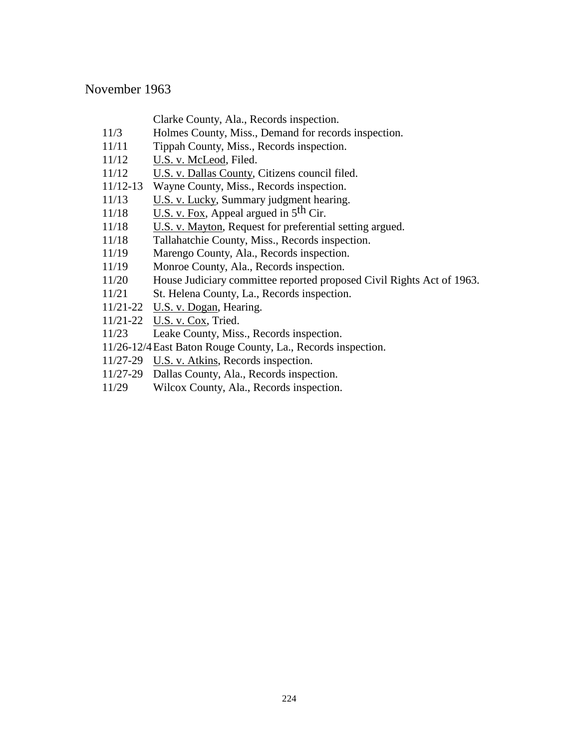November 1963

| | |
|---|---|
| | Clarke County, Ala., Records inspection. |
| 11/3 | Holmes County, Miss., Demand for records inspection. |
| 11/11 | Tippah County, Miss., Records inspection. |
| 11/12 | U.S. v. McLeod, Filed. |
| 11/12 | U.S. v. Dallas County, Citizens council filed. |
| 11/12-13 | Wayne County, Miss., Records inspection. |
| 11/13 | U.S. v. Lucky, Summary judgment hearing. |
| 11/18 | U.S. v. Fox, Appeal argued in 5th Cir. |
| 11/18 | U.S. v. Mayton, Request for preferential setting argued. |
| 11/18 | Tallahatchie County, Miss., Records inspection. |
| 11/19 | Marengo County, Ala., Records inspection. |
| 11/19 | Monroe County, Ala., Records inspection. |
| 11/20 | House Judiciary committee reported proposed Civil Rights Act of 1963. |
| 11/21 | St. Helena County, La., Records inspection. |
| 11/21-22 | U.S. v. Dogan, Hearing. |
| 11/21-22 | U.S. v. Cox, Tried. |
| 11/23 | Leake County, Miss., Records inspection. |
| 11/26-12/4 | East Baton Rouge County, La., Records inspection. |
| 11/27-29 | U.S. v. Atkins, Records inspection. |
| 11/27-29 | Dallas County, Ala., Records inspection. |
| 11/29 | Wilcox County, Ala., Records inspection. |